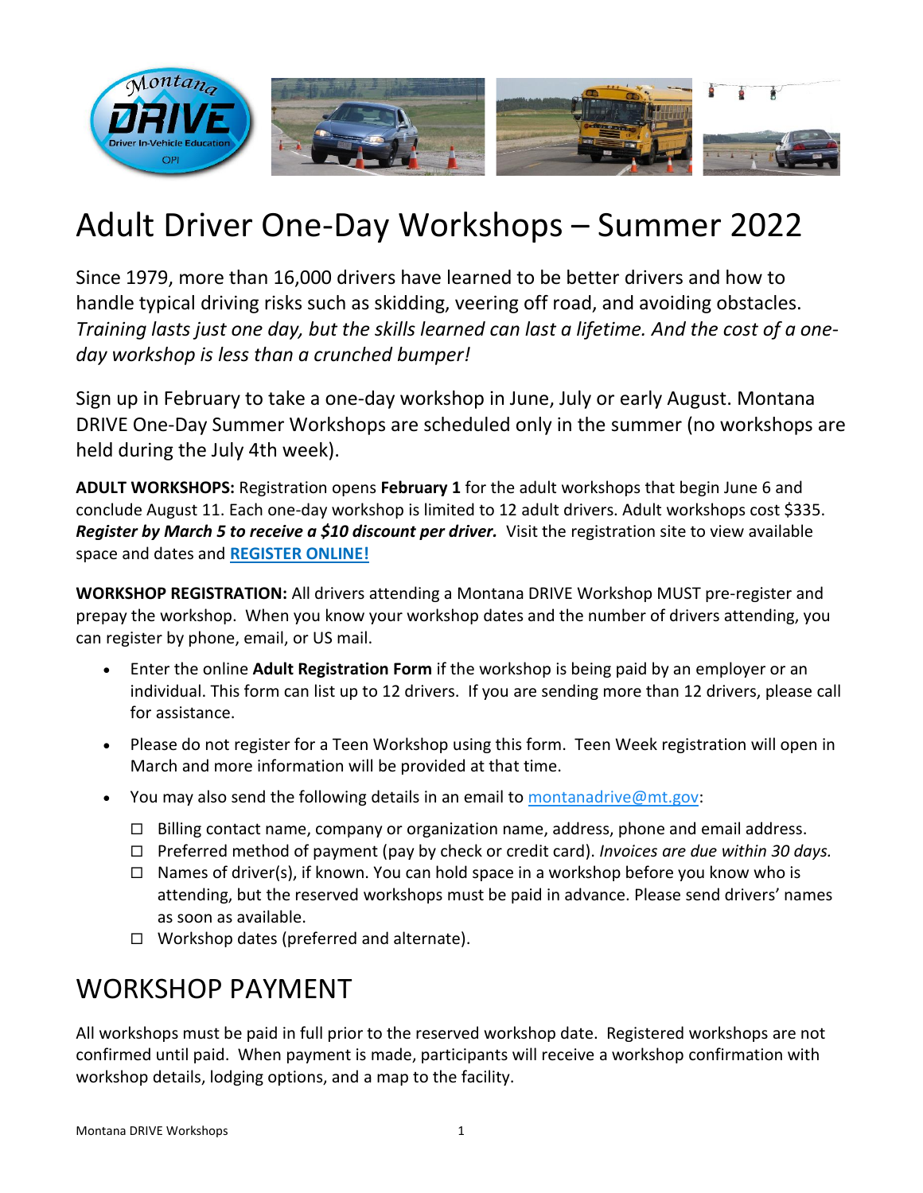# Adult Driver One-Day Workshops – Summer 2022

Since 1979, more than 16,000 drivers have learned to be better drivers and how to handle typical driving risks such as skidding, veering off road, and avoiding obstacles. *Training lasts just one day, but the skills learned can last a lifetime. And the cost of a one-day workshop is less than a crunched bumper!*

Sign up in February to take a one-day workshop in June, July or early August. Montana DRIVE One-Day Summer Workshops are scheduled only in the summer (no workshops are held during the July 4th week).

**ADULT WORKSHOPS:** Registration opens **February 1** for the adult workshops that begin June 6 and conclude August 11. Each one-day workshop is limited to 12 adult drivers. Adult workshops cost $335. ***Register by March 5 to receive a $10 discount per driver.*** Visit the registration site to view available space and dates and **REGISTER ONLINE!**

**WORKSHOP REGISTRATION:** All drivers attending a Montana DRIVE Workshop MUST pre-register and prepay the workshop. When you know your workshop dates and the number of drivers attending, you can register by phone, email, or US mail.

- Enter the online **Adult Registration Form** if the workshop is being paid by an employer or an individual. This form can list up to 12 drivers. If you are sending more than 12 drivers, please call for assistance.
- Please do not register for a Teen Workshop using this form. Teen Week registration will open in March and more information will be provided at that time.
- You may also send the following details in an email to montanadrive@mt.gov:
  - ☐ Billing contact name, company or organization name, address, phone and email address.
  - ☐ Preferred method of payment (pay by check or credit card). *Invoices are due within 30 days.*
  - ☐ Names of driver(s), if known. You can hold space in a workshop before you know who is attending, but the reserved workshops must be paid in advance. Please send drivers' names as soon as available.
  - ☐ Workshop dates (preferred and alternate).

## WORKSHOP PAYMENT

All workshops must be paid in full prior to the reserved workshop date. Registered workshops are not confirmed until paid. When payment is made, participants will receive a workshop confirmation with workshop details, lodging options, and a map to the facility.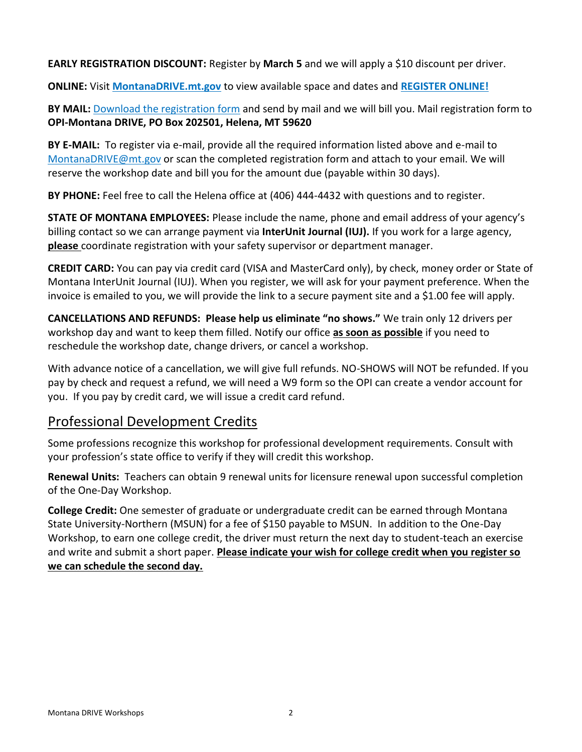**EARLY REGISTRATION DISCOUNT:** Register by **March 5** and we will apply a $10 discount per driver.

**ONLINE:** Visit **MontanaDRIVE.mt.gov** to view available space and dates and **REGISTER ONLINE!**

**BY MAIL:** Download the registration form and send by mail and we will bill you. Mail registration form to **OPI-Montana DRIVE, PO Box 202501, Helena, MT 59620**

**BY E-MAIL:** To register via e-mail, provide all the required information listed above and e-mail to MontanaDRIVE@mt.gov or scan the completed registration form and attach to your email. We will reserve the workshop date and bill you for the amount due (payable within 30 days).

**BY PHONE:** Feel free to call the Helena office at (406) 444-4432 with questions and to register.

**STATE OF MONTANA EMPLOYEES:** Please include the name, phone and email address of your agency's billing contact so we can arrange payment via **InterUnit Journal (IUJ).** If you work for a large agency, **please** coordinate registration with your safety supervisor or department manager.

**CREDIT CARD:** You can pay via credit card (VISA and MasterCard only), by check, money order or State of Montana InterUnit Journal (IUJ). When you register, we will ask for your payment preference. When the invoice is emailed to you, we will provide the link to a secure payment site and a $1.00 fee will apply.

**CANCELLATIONS AND REFUNDS: Please help us eliminate "no shows."** We train only 12 drivers per workshop day and want to keep them filled. Notify our office **as soon as possible** if you need to reschedule the workshop date, change drivers, or cancel a workshop.

With advance notice of a cancellation, we will give full refunds. NO-SHOWS will NOT be refunded. If you pay by check and request a refund, we will need a W9 form so the OPI can create a vendor account for you. If you pay by credit card, we will issue a credit card refund.

## Professional Development Credits

Some professions recognize this workshop for professional development requirements. Consult with your profession's state office to verify if they will credit this workshop.

**Renewal Units:** Teachers can obtain 9 renewal units for licensure renewal upon successful completion of the One-Day Workshop.

**College Credit:** One semester of graduate or undergraduate credit can be earned through Montana State University-Northern (MSUN) for a fee of $150 payable to MSUN. In addition to the One-Day Workshop, to earn one college credit, the driver must return the next day to student-teach an exercise and write and submit a short paper. **Please indicate your wish for college credit when you register so we can schedule the second day.**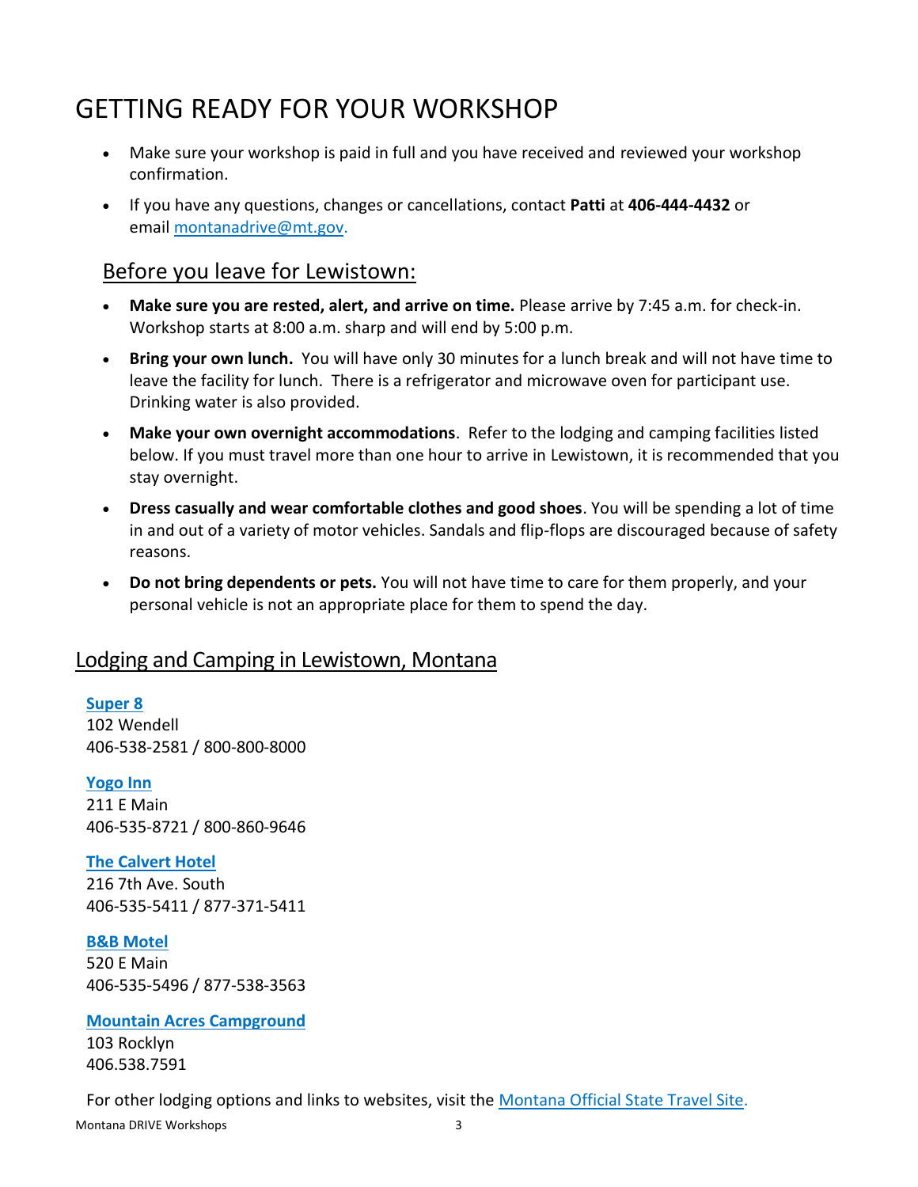# GETTING READY FOR YOUR WORKSHOP

- Make sure your workshop is paid in full and you have received and reviewed your workshop confirmation.
- If you have any questions, changes or cancellations, contact **Patti** at **406-444-4432** or email [montanadrive@mt.gov.](mailto:montanadrive@mt.gov)

## Before you leave for Lewistown:

- **Make sure you are rested, alert, and arrive on time.** Please arrive by 7:45 a.m. for check-in. Workshop starts at 8:00 a.m. sharp and will end by 5:00 p.m.
- **Bring your own lunch.** You will have only 30 minutes for a lunch break and will not have time to leave the facility for lunch. There is a refrigerator and microwave oven for participant use. Drinking water is also provided.
- **Make your own overnight accommodations**. Refer to the lodging and camping facilities listed below. If you must travel more than one hour to arrive in Lewistown, it is recommended that you stay overnight.
- **Dress casually and wear comfortable clothes and good shoes**. You will be spending a lot of time in and out of a variety of motor vehicles. Sandals and flip-flops are discouraged because of safety reasons.
- **Do not bring dependents or pets.** You will not have time to care for them properly, and your personal vehicle is not an appropriate place for them to spend the day.

## Lodging and Camping in Lewistown, Montana

**Super 8**
102 Wendell
406-538-2581 / 800-800-8000

**Yogo Inn**
211 E Main
406-535-8721 / 800-860-9646

**The Calvert Hotel**
216 7th Ave. South
406-535-5411 / 877-371-5411

**B&B Motel**
520 E Main
406-535-5496 / 877-538-3563

**Mountain Acres Campground**
103 Rocklyn
406.538.7591

For other lodging options and links to websites, visit the Montana Official State Travel Site.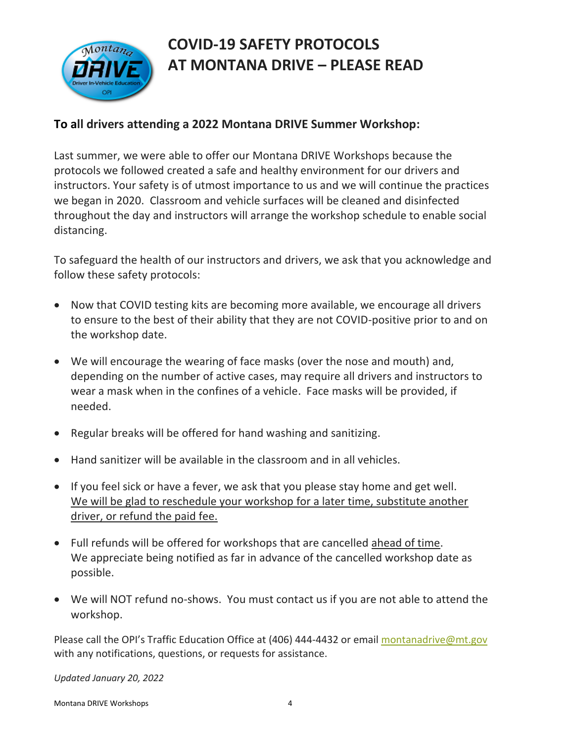# COVID-19 SAFETY PROTOCOLS AT MONTANA DRIVE – PLEASE READ

**To all drivers attending a 2022 Montana DRIVE Summer Workshop:**

Last summer, we were able to offer our Montana DRIVE Workshops because the protocols we followed created a safe and healthy environment for our drivers and instructors. Your safety is of utmost importance to us and we will continue the practices we began in 2020. Classroom and vehicle surfaces will be cleaned and disinfected throughout the day and instructors will arrange the workshop schedule to enable social distancing.

To safeguard the health of our instructors and drivers, we ask that you acknowledge and follow these safety protocols:

- Now that COVID testing kits are becoming more available, we encourage all drivers to ensure to the best of their ability that they are not COVID-positive prior to and on the workshop date.
- We will encourage the wearing of face masks (over the nose and mouth) and, depending on the number of active cases, may require all drivers and instructors to wear a mask when in the confines of a vehicle. Face masks will be provided, if needed.
- Regular breaks will be offered for hand washing and sanitizing.
- Hand sanitizer will be available in the classroom and in all vehicles.
- If you feel sick or have a fever, we ask that you please stay home and get well. <u>We will be glad to reschedule your workshop for a later time, substitute another driver, or refund the paid fee.</u>
- Full refunds will be offered for workshops that are cancelled <u>ahead of time</u>. We appreciate being notified as far in advance of the cancelled workshop date as possible.
- We will NOT refund no-shows. You must contact us if you are not able to attend the workshop.

Please call the OPI's Traffic Education Office at (406) 444-4432 or email montanadrive@mt.gov with any notifications, questions, or requests for assistance.

*Updated January 20, 2022*